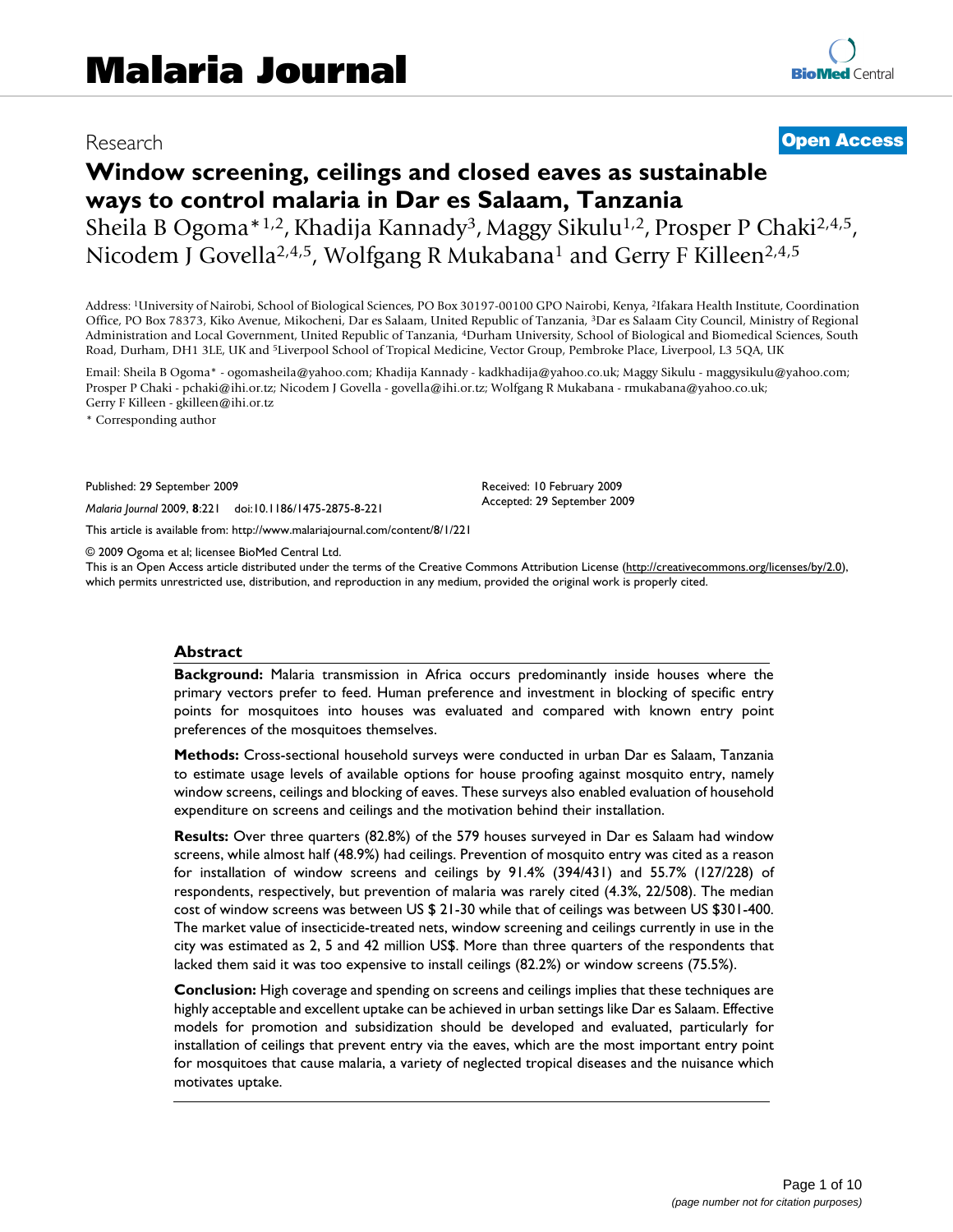Research

**Open Access**

# Window screening, ceilings and closed eaves as sustainable ways to control malaria in Dar es Salaam, Tanzania

Sheila B Ogoma*[1,2], Khadija Kannady[3], Maggy Sikulu[1,2], Prosper P Chaki[2,4,5], Nicodem J Govella[2,4,5], Wolfgang R Mukabana[1] and Gerry F Killeen[2,4,5]

Address: [1]University of Nairobi, School of Biological Sciences, PO Box 30197-00100 GPO Nairobi, Kenya, [2]Ifakara Health Institute, Coordination Office, PO Box 78373, Kiko Avenue, Mikocheni, Dar es Salaam, United Republic of Tanzania, [3]Dar es Salaam City Council, Ministry of Regional Administration and Local Government, United Republic of Tanzania, [4]Durham University, School of Biological and Biomedical Sciences, South Road, Durham, DH1 3LE, UK and [5]Liverpool School of Tropical Medicine, Vector Group, Pembroke Place, Liverpool, L3 5QA, UK

Email: Sheila B Ogoma* - ogomasheila@yahoo.com; Khadija Kannady - kadkhadija@yahoo.co.uk; Maggy Sikulu - maggysikulu@yahoo.com; Prosper P Chaki - pchaki@ihi.or.tz; Nicodem J Govella - govella@ihi.or.tz; Wolfgang R Mukabana - rmukabana@yahoo.co.uk; Gerry F Killeen - gkilleen@ihi.or.tz

\* Corresponding author

Published: 29 September 2009

*Malaria Journal* 2009, **8**:221 doi:10.1186/1475-2875-8-221

Received: 10 February 2009
Accepted: 29 September 2009

This article is available from: http://www.malariajournal.com/content/8/1/221

© 2009 Ogoma et al; licensee BioMed Central Ltd.
This is an Open Access article distributed under the terms of the Creative Commons Attribution License (http://creativecommons.org/licenses/by/2.0), which permits unrestricted use, distribution, and reproduction in any medium, provided the original work is properly cited.

## Abstract

**Background:** Malaria transmission in Africa occurs predominantly inside houses where the primary vectors prefer to feed. Human preference and investment in blocking of specific entry points for mosquitoes into houses was evaluated and compared with known entry point preferences of the mosquitoes themselves.

**Methods:** Cross-sectional household surveys were conducted in urban Dar es Salaam, Tanzania to estimate usage levels of available options for house proofing against mosquito entry, namely window screens, ceilings and blocking of eaves. These surveys also enabled evaluation of household expenditure on screens and ceilings and the motivation behind their installation.

**Results:** Over three quarters (82.8%) of the 579 houses surveyed in Dar es Salaam had window screens, while almost half (48.9%) had ceilings. Prevention of mosquito entry was cited as a reason for installation of window screens and ceilings by 91.4% (394/431) and 55.7% (127/228) of respondents, respectively, but prevention of malaria was rarely cited (4.3%, 22/508). The median cost of window screens was between US $ 21-30 while that of ceilings was between US $301-400. The market value of insecticide-treated nets, window screening and ceilings currently in use in the city was estimated as 2, 5 and 42 million US$. More than three quarters of the respondents that lacked them said it was too expensive to install ceilings (82.2%) or window screens (75.5%).

**Conclusion:** High coverage and spending on screens and ceilings implies that these techniques are highly acceptable and excellent uptake can be achieved in urban settings like Dar es Salaam. Effective models for promotion and subsidization should be developed and evaluated, particularly for installation of ceilings that prevent entry via the eaves, which are the most important entry point for mosquitoes that cause malaria, a variety of neglected tropical diseases and the nuisance which motivates uptake.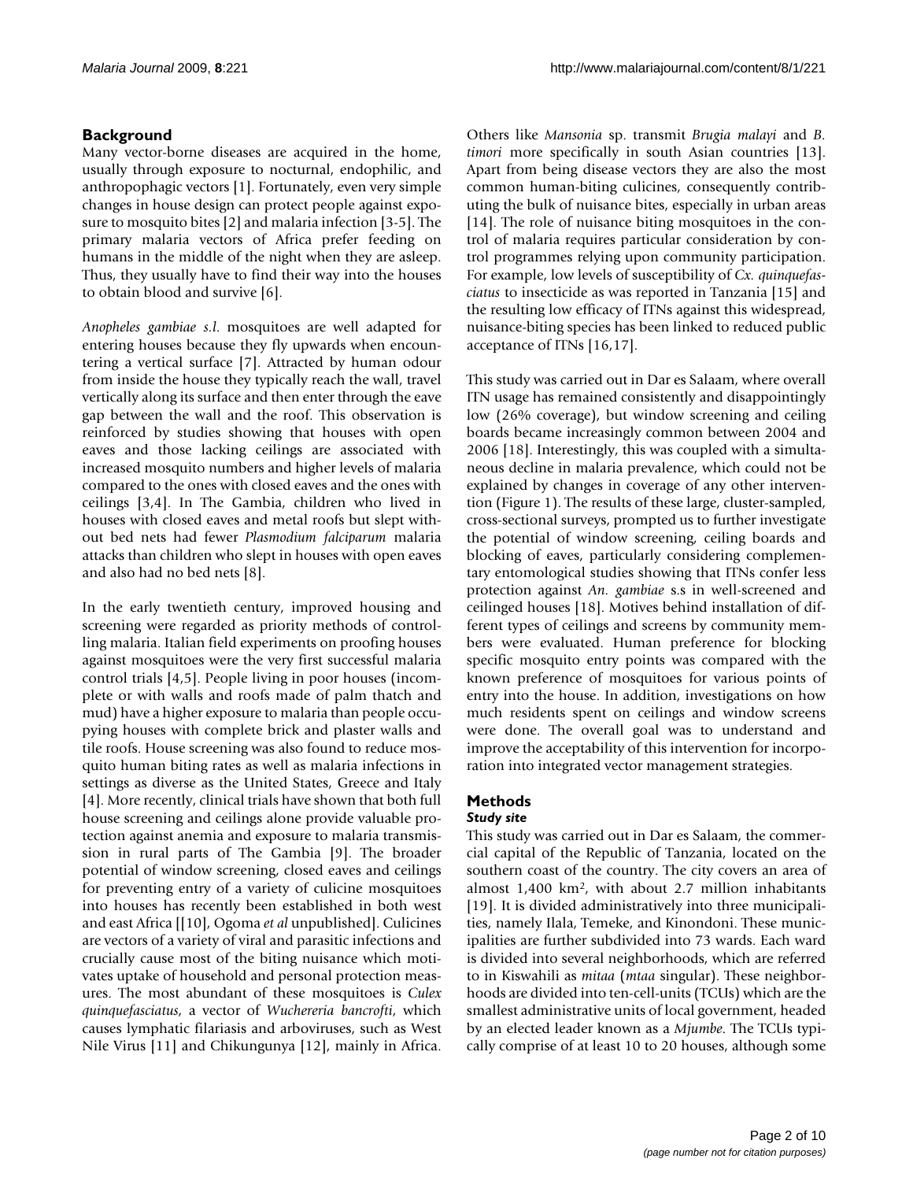## Background

Many vector-borne diseases are acquired in the home, usually through exposure to nocturnal, endophilic, and anthropophagic vectors [1]. Fortunately, even very simple changes in house design can protect people against exposure to mosquito bites [2] and malaria infection [3-5]. The primary malaria vectors of Africa prefer feeding on humans in the middle of the night when they are asleep. Thus, they usually have to find their way into the houses to obtain blood and survive [6].

*Anopheles gambiae s.l.* mosquitoes are well adapted for entering houses because they fly upwards when encountering a vertical surface [7]. Attracted by human odour from inside the house they typically reach the wall, travel vertically along its surface and then enter through the eave gap between the wall and the roof. This observation is reinforced by studies showing that houses with open eaves and those lacking ceilings are associated with increased mosquito numbers and higher levels of malaria compared to the ones with closed eaves and the ones with ceilings [3,4]. In The Gambia, children who lived in houses with closed eaves and metal roofs but slept without bed nets had fewer *Plasmodium falciparum* malaria attacks than children who slept in houses with open eaves and also had no bed nets [8].

In the early twentieth century, improved housing and screening were regarded as priority methods of controlling malaria. Italian field experiments on proofing houses against mosquitoes were the very first successful malaria control trials [4,5]. People living in poor houses (incomplete or with walls and roofs made of palm thatch and mud) have a higher exposure to malaria than people occupying houses with complete brick and plaster walls and tile roofs. House screening was also found to reduce mosquito human biting rates as well as malaria infections in settings as diverse as the United States, Greece and Italy [4]. More recently, clinical trials have shown that both full house screening and ceilings alone provide valuable protection against anemia and exposure to malaria transmission in rural parts of The Gambia [9]. The broader potential of window screening, closed eaves and ceilings for preventing entry of a variety of culicine mosquitoes into houses has recently been established in both west and east Africa [[10], Ogoma *et al* unpublished]. Culicines are vectors of a variety of viral and parasitic infections and crucially cause most of the biting nuisance which motivates uptake of household and personal protection measures. The most abundant of these mosquitoes is *Culex quinquefasciatus*, a vector of *Wuchereria bancrofti*, which causes lymphatic filariasis and arboviruses, such as West Nile Virus [11] and Chikungunya [12], mainly in Africa. Others like *Mansonia* sp. transmit *Brugia malayi* and *B. timori* more specifically in south Asian countries [13]. Apart from being disease vectors they are also the most common human-biting culicines, consequently contributing the bulk of nuisance bites, especially in urban areas [14]. The role of nuisance biting mosquitoes in the control of malaria requires particular consideration by control programmes relying upon community participation. For example, low levels of susceptibility of *Cx. quinquefasciatus* to insecticide as was reported in Tanzania [15] and the resulting low efficacy of ITNs against this widespread, nuisance-biting species has been linked to reduced public acceptance of ITNs [16,17].

This study was carried out in Dar es Salaam, where overall ITN usage has remained consistently and disappointingly low (26% coverage), but window screening and ceiling boards became increasingly common between 2004 and 2006 [18]. Interestingly, this was coupled with a simultaneous decline in malaria prevalence, which could not be explained by changes in coverage of any other intervention (Figure 1). The results of these large, cluster-sampled, cross-sectional surveys, prompted us to further investigate the potential of window screening, ceiling boards and blocking of eaves, particularly considering complementary entomological studies showing that ITNs confer less protection against *An. gambiae* s.s in well-screened and ceilinged houses [18]. Motives behind installation of different types of ceilings and screens by community members were evaluated. Human preference for blocking specific mosquito entry points was compared with the known preference of mosquitoes for various points of entry into the house. In addition, investigations on how much residents spent on ceilings and window screens were done. The overall goal was to understand and improve the acceptability of this intervention for incorporation into integrated vector management strategies.

## Methods

### Study site

This study was carried out in Dar es Salaam, the commercial capital of the Republic of Tanzania, located on the southern coast of the country. The city covers an area of almost 1,400 km$^2$, with about 2.7 million inhabitants [19]. It is divided administratively into three municipalities, namely Ilala, Temeke, and Kinondoni. These municipalities are further subdivided into 73 wards. Each ward is divided into several neighborhoods, which are referred to in Kiswahili as *mitaa* (*mtaa* singular). These neighborhoods are divided into ten-cell-units (TCUs) which are the smallest administrative units of local government, headed by an elected leader known as a *Mjumbe*. The TCUs typically comprise of at least 10 to 20 houses, although some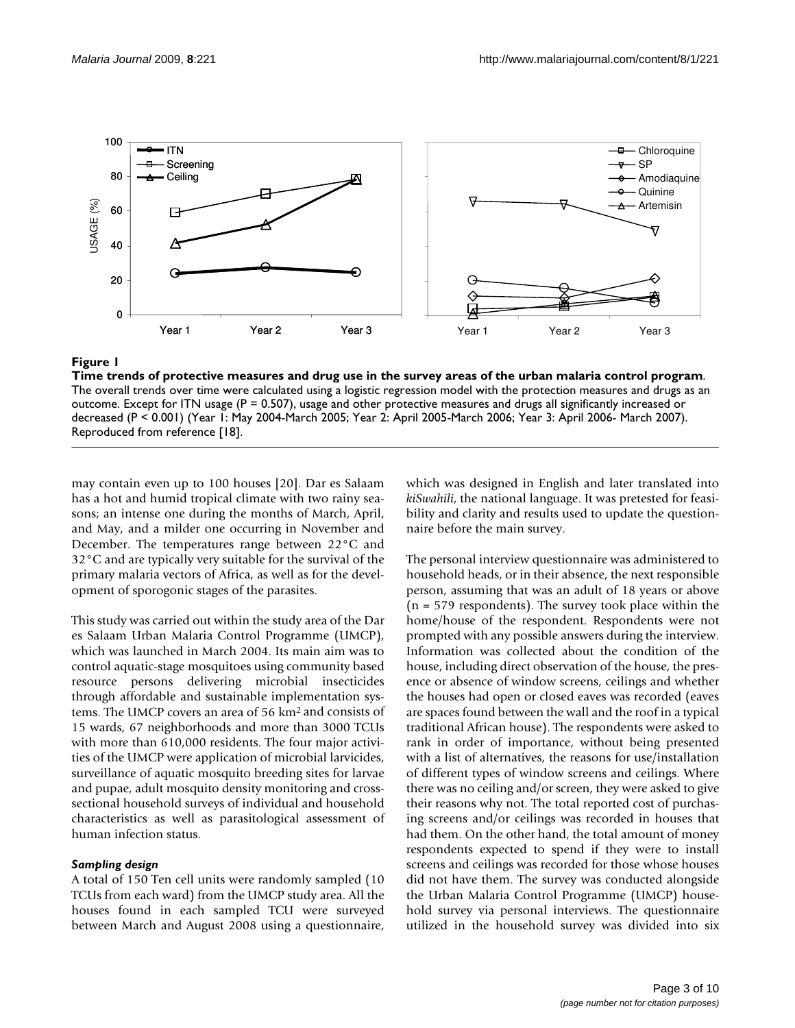**Figure 1**

**Time trends of protective measures and drug use in the survey areas of the urban malaria control program**. The overall trends over time were calculated using a logistic regression model with the protection measures and drugs as an outcome. Except for ITN usage (P = 0.507), usage and other protective measures and drugs all significantly increased or decreased (P < 0.001) (Year 1: May 2004-March 2005; Year 2: April 2005-March 2006; Year 3: April 2006- March 2007). Reproduced from reference [18].

may contain even up to 100 houses [20]. Dar es Salaam has a hot and humid tropical climate with two rainy seasons; an intense one during the months of March, April, and May, and a milder one occurring in November and December. The temperatures range between 22°C and 32°C and are typically very suitable for the survival of the primary malaria vectors of Africa, as well as for the development of sporogonic stages of the parasites.

This study was carried out within the study area of the Dar es Salaam Urban Malaria Control Programme (UMCP), which was launched in March 2004. Its main aim was to control aquatic-stage mosquitoes using community based resource persons delivering microbial insecticides through affordable and sustainable implementation systems. The UMCP covers an area of 56 $km^2$ and consists of 15 wards, 67 neighborhoods and more than 3000 TCUs with more than 610,000 residents. The four major activities of the UMCP were application of microbial larvicides, surveillance of aquatic mosquito breeding sites for larvae and pupae, adult mosquito density monitoring and cross-sectional household surveys of individual and household characteristics as well as parasitological assessment of human infection status.

### *Sampling design*

A total of 150 Ten cell units were randomly sampled (10 TCUs from each ward) from the UMCP study area. All the houses found in each sampled TCU were surveyed between March and August 2008 using a questionnaire, which was designed in English and later translated into *kiSwahili*, the national language. It was pretested for feasibility and clarity and results used to update the questionnaire before the main survey.

The personal interview questionnaire was administered to household heads, or in their absence, the next responsible person, assuming that was an adult of 18 years or above (n = 579 respondents). The survey took place within the home/house of the respondent. Respondents were not prompted with any possible answers during the interview. Information was collected about the condition of the house, including direct observation of the house, the presence or absence of window screens, ceilings and whether the houses had open or closed eaves was recorded (eaves are spaces found between the wall and the roof in a typical traditional African house). The respondents were asked to rank in order of importance, without being presented with a list of alternatives, the reasons for use/installation of different types of window screens and ceilings. Where there was no ceiling and/or screen, they were asked to give their reasons why not. The total reported cost of purchasing screens and/or ceilings was recorded in houses that had them. On the other hand, the total amount of money respondents expected to spend if they were to install screens and ceilings was recorded for those whose houses did not have them. The survey was conducted alongside the Urban Malaria Control Programme (UMCP) household survey via personal interviews. The questionnaire utilized in the household survey was divided into six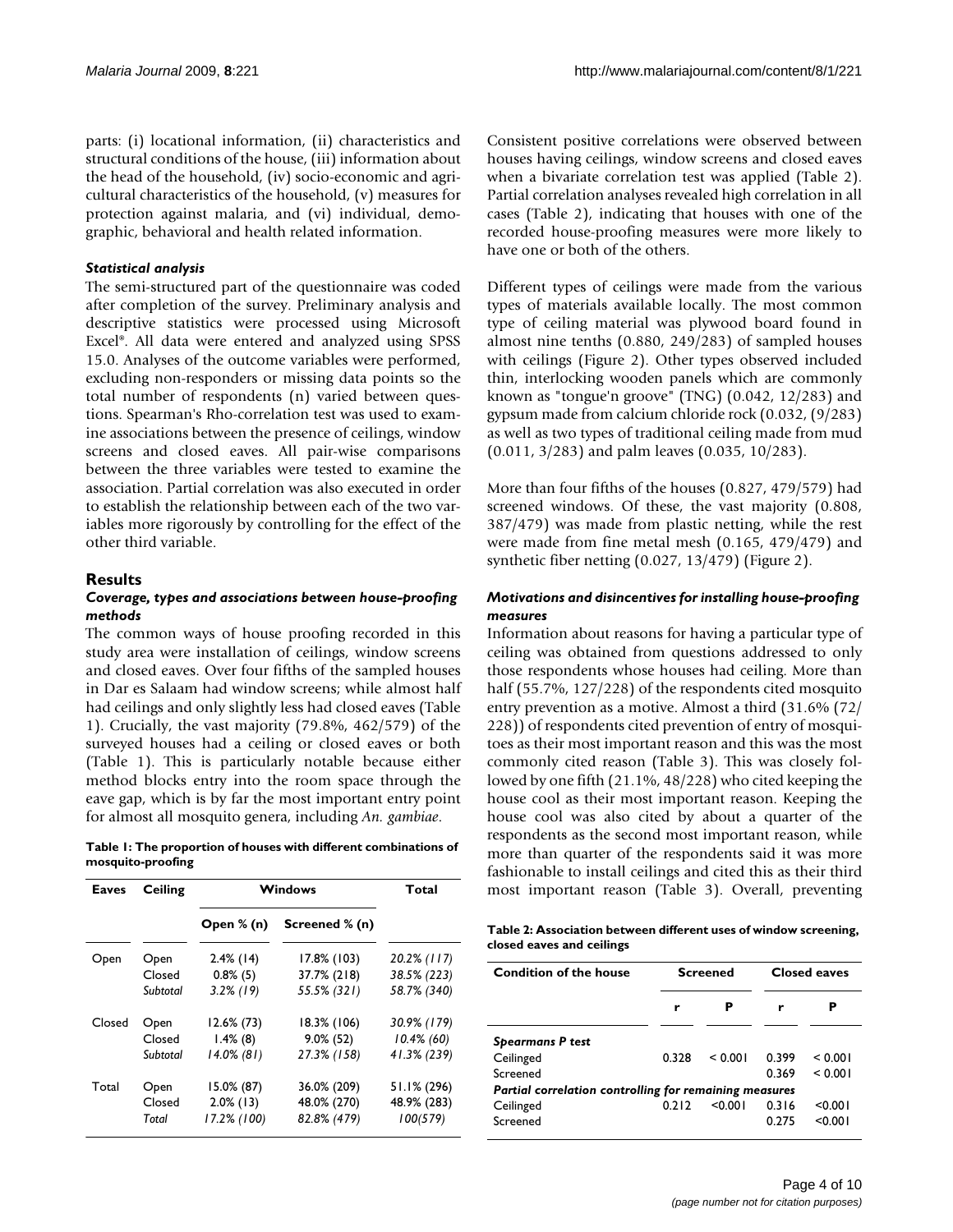parts: (i) locational information, (ii) characteristics and structural conditions of the house, (iii) information about the head of the household, (iv) socio-economic and agricultural characteristics of the household, (v) measures for protection against malaria, and (vi) individual, demographic, behavioral and health related information.

### *Statistical analysis*

The semi-structured part of the questionnaire was coded after completion of the survey. Preliminary analysis and descriptive statistics were processed using Microsoft Excel®. All data were entered and analyzed using SPSS 15.0. Analyses of the outcome variables were performed, excluding non-responders or missing data points so the total number of respondents (n) varied between questions. Spearman's Rho-correlation test was used to examine associations between the presence of ceilings, window screens and closed eaves. All pair-wise comparisons between the three variables were tested to examine the association. Partial correlation was also executed in order to establish the relationship between each of the two variables more rigorously by controlling for the effect of the other third variable.

## Results

### *Coverage, types and associations between house-proofing methods*

The common ways of house proofing recorded in this study area were installation of ceilings, window screens and closed eaves. Over four fifths of the sampled houses in Dar es Salaam had window screens; while almost half had ceilings and only slightly less had closed eaves (Table 1). Crucially, the vast majority (79.8%, 462/579) of the surveyed houses had a ceiling or closed eaves or both (Table 1). This is particularly notable because either method blocks entry into the room space through the eave gap, which is by far the most important entry point for almost all mosquito genera, including *An. gambiae*.

**Table 1: The proportion of houses with different combinations of mosquito-proofing**

| Eaves | Ceiling | Windows | | Total |
|---|---|---|---|---|
| | | Open % (n) | Screened % (n) | |
| Open | Open | 2.4% (14) | 17.8% (103) | *20.2% (117)* |
| | Closed | 0.8% (5) | 37.7% (218) | *38.5% (223)* |
| | *Subtotal* | *3.2% (19)* | *55.5% (321)* | *58.7% (340)* |
| Closed | Open | 12.6% (73) | 18.3% (106) | *30.9% (179)* |
| | Closed | 1.4% (8) | 9.0% (52) | *10.4% (60)* |
| | *Subtotal* | *14.0% (81)* | *27.3% (158)* | *41.3% (239)* |
| Total | Open | 15.0% (87) | 36.0% (209) | 51.1% (296) |
| | Closed | 2.0% (13) | 48.0% (270) | 48.9% (283) |
| | *Total* | *17.2% (100)* | *82.8% (479)* | *100(579)* |

Consistent positive correlations were observed between houses having ceilings, window screens and closed eaves when a bivariate correlation test was applied (Table 2). Partial correlation analyses revealed high correlation in all cases (Table 2), indicating that houses with one of the recorded house-proofing measures were more likely to have one or both of the others.

Different types of ceilings were made from the various types of materials available locally. The most common type of ceiling material was plywood board found in almost nine tenths (0.880, 249/283) of sampled houses with ceilings (Figure 2). Other types observed included thin, interlocking wooden panels which are commonly known as "tongue'n groove" (TNG) (0.042, 12/283) and gypsum made from calcium chloride rock (0.032, (9/283) as well as two types of traditional ceiling made from mud (0.011, 3/283) and palm leaves (0.035, 10/283).

More than four fifths of the houses (0.827, 479/579) had screened windows. Of these, the vast majority (0.808, 387/479) was made from plastic netting, while the rest were made from fine metal mesh (0.165, 479/479) and synthetic fiber netting (0.027, 13/479) (Figure 2).

### *Motivations and disincentives for installing house-proofing measures*

Information about reasons for having a particular type of ceiling was obtained from questions addressed to only those respondents whose houses had ceiling. More than half (55.7%, 127/228) of the respondents cited mosquito entry prevention as a motive. Almost a third (31.6% (72/228)) of respondents cited prevention of entry of mosquitoes as their most important reason and this was the most commonly cited reason (Table 3). This was closely followed by one fifth (21.1%, 48/228) who cited keeping the house cool as their most important reason. Keeping the house cool was also cited by about a quarter of the respondents as the second most important reason, while more than quarter of the respondents said it was more fashionable to install ceilings and cited this as their third most important reason (Table 3). Overall, preventing

**Table 2: Association between different uses of window screening, closed eaves and ceilings**

| Condition of the house | Screened | | Closed eaves | |
|---|---|---|---|---|
| | r | P | r | P |
| ***Spearmans P test*** | | | | |
| Ceilinged | 0.328 | < 0.001 | 0.399 | < 0.001 |
| Screened | | | 0.369 | < 0.001 |
| ***Partial correlation controlling for remaining measures*** | | | | |
| Ceilinged | 0.212 | <0.001 | 0.316 | <0.001 |
| Screened | | | 0.275 | <0.001 |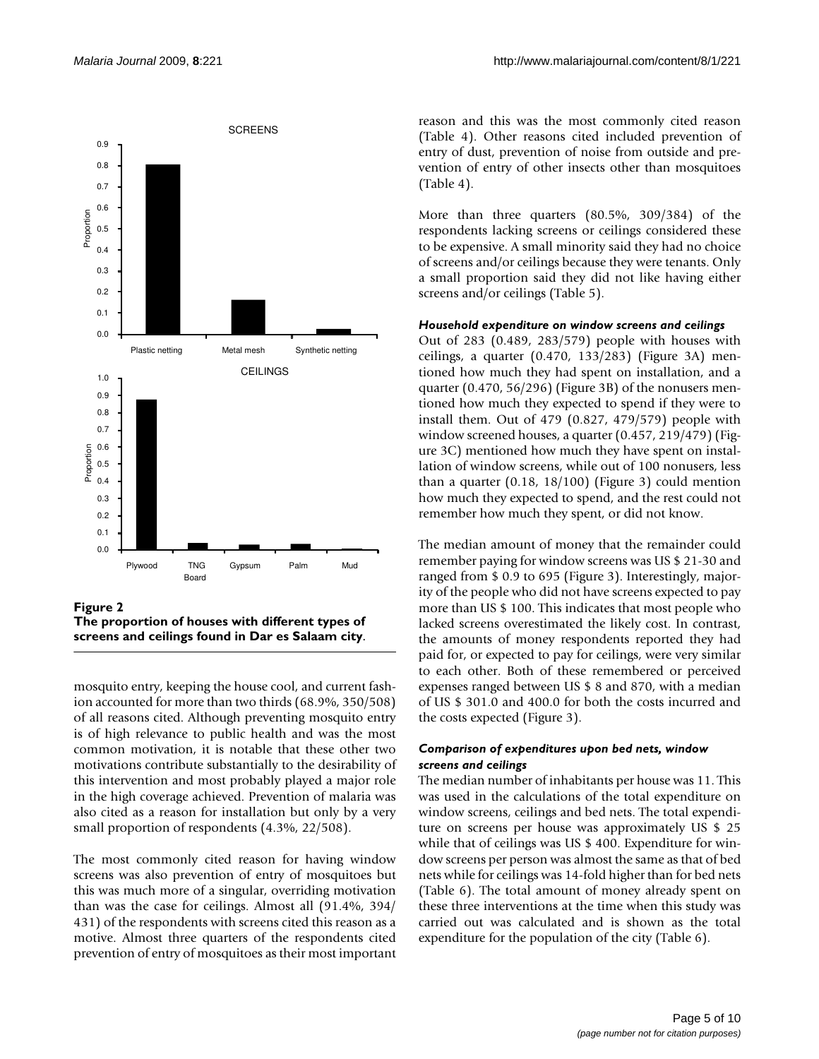**Figure 2**
**The proportion of houses with different types of screens and ceilings found in Dar es Salaam city.**

mosquito entry, keeping the house cool, and current fashion accounted for more than two thirds (68.9%, 350/508) of all reasons cited. Although preventing mosquito entry is of high relevance to public health and was the most common motivation, it is notable that these other two motivations contribute substantially to the desirability of this intervention and most probably played a major role in the high coverage achieved. Prevention of malaria was also cited as a reason for installation but only by a very small proportion of respondents (4.3%, 22/508).

The most commonly cited reason for having window screens was also prevention of entry of mosquitoes but this was much more of a singular, overriding motivation than was the case for ceilings. Almost all (91.4%, 394/431) of the respondents with screens cited this reason as a motive. Almost three quarters of the respondents cited prevention of entry of mosquitoes as their most important reason and this was the most commonly cited reason (Table 4). Other reasons cited included prevention of entry of dust, prevention of noise from outside and prevention of entry of other insects other than mosquitoes (Table 4).

More than three quarters (80.5%, 309/384) of the respondents lacking screens or ceilings considered these to be expensive. A small minority said they had no choice of screens and/or ceilings because they were tenants. Only a small proportion said they did not like having either screens and/or ceilings (Table 5).

### *Household expenditure on window screens and ceilings*

Out of 283 (0.489, 283/579) people with houses with ceilings, a quarter (0.470, 133/283) (Figure 3A) mentioned how much they had spent on installation, and a quarter (0.470, 56/296) (Figure 3B) of the nonusers mentioned how much they expected to spend if they were to install them. Out of 479 (0.827, 479/579) people with window screened houses, a quarter (0.457, 219/479) (Figure 3C) mentioned how much they have spent on installation of window screens, while out of 100 nonusers, less than a quarter (0.18, 18/100) (Figure 3) could mention how much they expected to spend, and the rest could not remember how much they spent, or did not know.

The median amount of money that the remainder could remember paying for window screens was US $ 21-30 and ranged from $ 0.9 to 695 (Figure 3). Interestingly, majority of the people who did not have screens expected to pay more than US $ 100. This indicates that most people who lacked screens overestimated the likely cost. In contrast, the amounts of money respondents reported they had paid for, or expected to pay for ceilings, were very similar to each other. Both of these remembered or perceived expenses ranged between US $ 8 and 870, with a median of US $ 301.0 and 400.0 for both the costs incurred and the costs expected (Figure 3).

### *Comparison of expenditures upon bed nets, window screens and ceilings*

The median number of inhabitants per house was 11. This was used in the calculations of the total expenditure on window screens, ceilings and bed nets. The total expenditure on screens per house was approximately US $ 25 while that of ceilings was US $ 400. Expenditure for window screens per person was almost the same as that of bed nets while for ceilings was 14-fold higher than for bed nets (Table 6). The total amount of money already spent on these three interventions at the time when this study was carried out was calculated and is shown as the total expenditure for the population of the city (Table 6).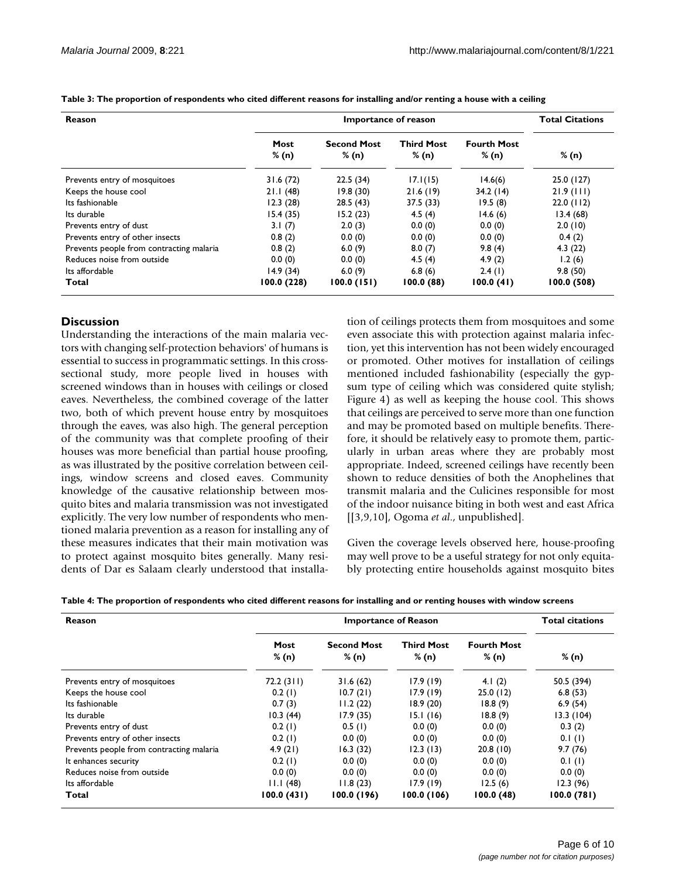**Table 3: The proportion of respondents who cited different reasons for installing and/or renting a house with a ceiling**

| Reason | Importance of reason | | | | Total Citations |
|---|---|---|---|---|---|
| | Most % (n) | Second Most % (n) | Third Most % (n) | Fourth Most % (n) | % (n) |
| Prevents entry of mosquitoes | 31.6 (72) | 22.5 (34) | 17.1(15) | 14.6(6) | 25.0 (127) |
| Keeps the house cool | 21.1 (48) | 19.8 (30) | 21.6 (19) | 34.2 (14) | 21.9 (111) |
| Its fashionable | 12.3 (28) | 28.5 (43) | 37.5 (33) | 19.5 (8) | 22.0 (112) |
| Its durable | 15.4 (35) | 15.2 (23) | 4.5 (4) | 14.6 (6) | 13.4 (68) |
| Prevents entry of dust | 3.1 (7) | 2.0 (3) | 0.0 (0) | 0.0 (0) | 2.0 (10) |
| Prevents entry of other insects | 0.8 (2) | 0.0 (0) | 0.0 (0) | 0.0 (0) | 0.4 (2) |
| Prevents people from contracting malaria | 0.8 (2) | 6.0 (9) | 8.0 (7) | 9.8 (4) | 4.3 (22) |
| Reduces noise from outside | 0.0 (0) | 0.0 (0) | 4.5 (4) | 4.9 (2) | 1.2 (6) |
| Its affordable | 14.9 (34) | 6.0 (9) | 6.8 (6) | 2.4 (1) | 9.8 (50) |
| **Total** | **100.0 (228)** | **100.0 (151)** | **100.0 (88)** | **100.0 (41)** | **100.0 (508)** |

## Discussion

Understanding the interactions of the main malaria vectors with changing self-protection behaviors' of humans is essential to success in programmatic settings. In this cross-sectional study, more people lived in houses with screened windows than in houses with ceilings or closed eaves. Nevertheless, the combined coverage of the latter two, both of which prevent house entry by mosquitoes through the eaves, was also high. The general perception of the community was that complete proofing of their houses was more beneficial than partial house proofing, as was illustrated by the positive correlation between ceilings, window screens and closed eaves. Community knowledge of the causative relationship between mosquito bites and malaria transmission was not investigated explicitly. The very low number of respondents who mentioned malaria prevention as a reason for installing any of these measures indicates that their main motivation was to protect against mosquito bites generally. Many residents of Dar es Salaam clearly understood that installation of ceilings protects them from mosquitoes and some even associate this with protection against malaria infection, yet this intervention has not been widely encouraged or promoted. Other motives for installation of ceilings mentioned included fashionability (especially the gypsum type of ceiling which was considered quite stylish; Figure 4) as well as keeping the house cool. This shows that ceilings are perceived to serve more than one function and may be promoted based on multiple benefits. Therefore, it should be relatively easy to promote them, particularly in urban areas where they are probably most appropriate. Indeed, screened ceilings have recently been shown to reduce densities of both the Anophelines that transmit malaria and the Culicines responsible for most of the indoor nuisance biting in both west and east Africa [[3,9,10], Ogoma *et al.*, unpublished].

Given the coverage levels observed here, house-proofing may well prove to be a useful strategy for not only equitably protecting entire households against mosquito bites

**Table 4: The proportion of respondents who cited different reasons for installing and or renting houses with window screens**

| Reason | Importance of Reason | | | | Total citations |
|---|---|---|---|---|---|
| | Most % (n) | Second Most % (n) | Third Most % (n) | Fourth Most % (n) | % (n) |
| Prevents entry of mosquitoes | 72.2 (311) | 31.6 (62) | 17.9 (19) | 4.1 (2) | 50.5 (394) |
| Keeps the house cool | 0.2 (1) | 10.7 (21) | 17.9 (19) | 25.0 (12) | 6.8 (53) |
| Its fashionable | 0.7 (3) | 11.2 (22) | 18.9 (20) | 18.8 (9) | 6.9 (54) |
| Its durable | 10.3 (44) | 17.9 (35) | 15.1 (16) | 18.8 (9) | 13.3 (104) |
| Prevents entry of dust | 0.2 (1) | 0.5 (1) | 0.0 (0) | 0.0 (0) | 0.3 (2) |
| Prevents entry of other insects | 0.2 (1) | 0.0 (0) | 0.0 (0) | 0.0 (0) | 0.1 (1) |
| Prevents people from contracting malaria | 4.9 (21) | 16.3 (32) | 12.3 (13) | 20.8 (10) | 9.7 (76) |
| It enhances security | 0.2 (1) | 0.0 (0) | 0.0 (0) | 0.0 (0) | 0.1 (1) |
| Reduces noise from outside | 0.0 (0) | 0.0 (0) | 0.0 (0) | 0.0 (0) | 0.0 (0) |
| Its affordable | 11.1 (48) | 11.8 (23) | 17.9 (19) | 12.5 (6) | 12.3 (96) |
| **Total** | **100.0 (431)** | **100.0 (196)** | **100.0 (106)** | **100.0 (48)** | **100.0 (781)** |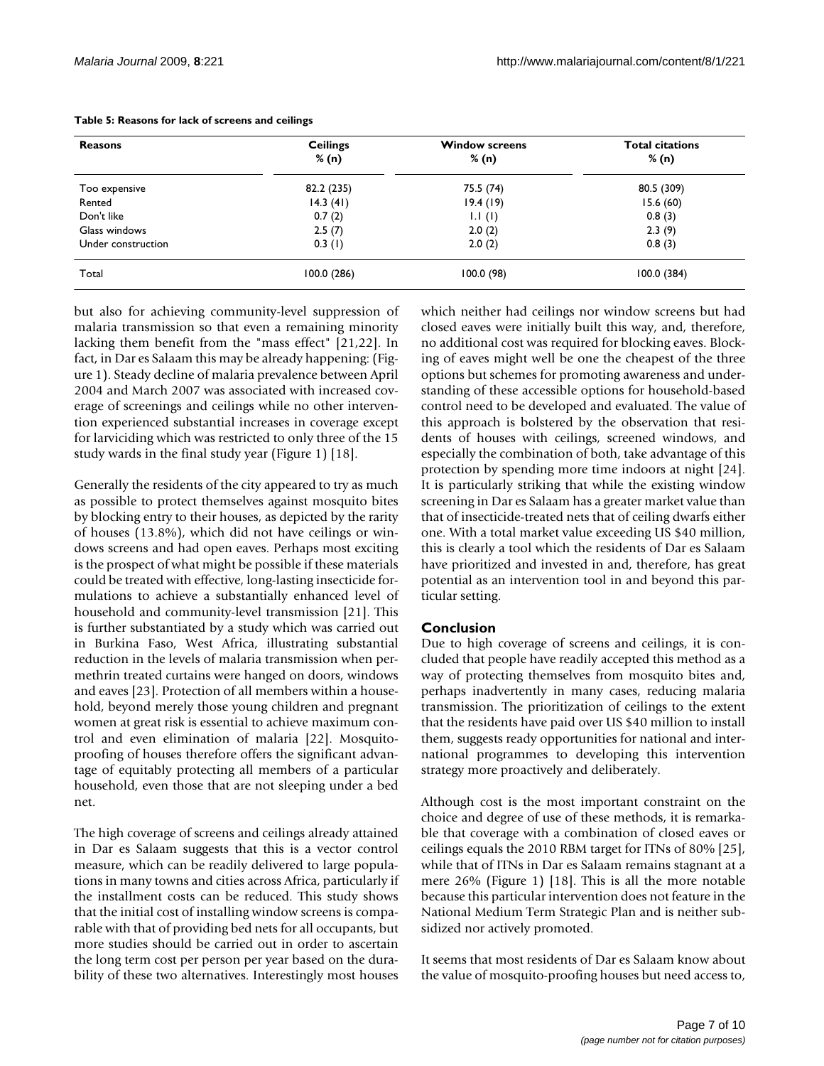**Table 5: Reasons for lack of screens and ceilings**

| Reasons | Ceilings % (n) | Window screens % (n) | Total citations % (n) |
| --- | --- | --- | --- |
| Too expensive | 82.2 (235) | 75.5 (74) | 80.5 (309) |
| Rented | 14.3 (41) | 19.4 (19) | 15.6 (60) |
| Don't like | 0.7 (2) | 1.1 (1) | 0.8 (3) |
| Glass windows | 2.5 (7) | 2.0 (2) | 2.3 (9) |
| Under construction | 0.3 (1) | 2.0 (2) | 0.8 (3) |
| Total | 100.0 (286) | 100.0 (98) | 100.0 (384) |

but also for achieving community-level suppression of malaria transmission so that even a remaining minority lacking them benefit from the "mass effect" [21,22]. In fact, in Dar es Salaam this may be already happening: (Figure 1). Steady decline of malaria prevalence between April 2004 and March 2007 was associated with increased coverage of screenings and ceilings while no other intervention experienced substantial increases in coverage except for larviciding which was restricted to only three of the 15 study wards in the final study year (Figure 1) [18].

Generally the residents of the city appeared to try as much as possible to protect themselves against mosquito bites by blocking entry to their houses, as depicted by the rarity of houses (13.8%), which did not have ceilings or windows screens and had open eaves. Perhaps most exciting is the prospect of what might be possible if these materials could be treated with effective, long-lasting insecticide formulations to achieve a substantially enhanced level of household and community-level transmission [21]. This is further substantiated by a study which was carried out in Burkina Faso, West Africa, illustrating substantial reduction in the levels of malaria transmission when permethrin treated curtains were hanged on doors, windows and eaves [23]. Protection of all members within a household, beyond merely those young children and pregnant women at great risk is essential to achieve maximum control and even elimination of malaria [22]. Mosquito-proofing of houses therefore offers the significant advantage of equitably protecting all members of a particular household, even those that are not sleeping under a bed net.

The high coverage of screens and ceilings already attained in Dar es Salaam suggests that this is a vector control measure, which can be readily delivered to large populations in many towns and cities across Africa, particularly if the installment costs can be reduced. This study shows that the initial cost of installing window screens is comparable with that of providing bed nets for all occupants, but more studies should be carried out in order to ascertain the long term cost per person per year based on the durability of these two alternatives. Interestingly most houses which neither had ceilings nor window screens but had closed eaves were initially built this way, and, therefore, no additional cost was required for blocking eaves. Blocking of eaves might well be one the cheapest of the three options but schemes for promoting awareness and understanding of these accessible options for household-based control need to be developed and evaluated. The value of this approach is bolstered by the observation that residents of houses with ceilings, screened windows, and especially the combination of both, take advantage of this protection by spending more time indoors at night [24]. It is particularly striking that while the existing window screening in Dar es Salaam has a greater market value than that of insecticide-treated nets that of ceiling dwarfs either one. With a total market value exceeding US $40 million, this is clearly a tool which the residents of Dar es Salaam have prioritized and invested in and, therefore, has great potential as an intervention tool in and beyond this particular setting.

## Conclusion

Due to high coverage of screens and ceilings, it is concluded that people have readily accepted this method as a way of protecting themselves from mosquito bites and, perhaps inadvertently in many cases, reducing malaria transmission. The prioritization of ceilings to the extent that the residents have paid over US $40 million to install them, suggests ready opportunities for national and international programmes to developing this intervention strategy more proactively and deliberately.

Although cost is the most important constraint on the choice and degree of use of these methods, it is remarkable that coverage with a combination of closed eaves or ceilings equals the 2010 RBM target for ITNs of 80% [25], while that of ITNs in Dar es Salaam remains stagnant at a mere 26% (Figure 1) [18]. This is all the more notable because this particular intervention does not feature in the National Medium Term Strategic Plan and is neither subsidized nor actively promoted.

It seems that most residents of Dar es Salaam know about the value of mosquito-proofing houses but need access to,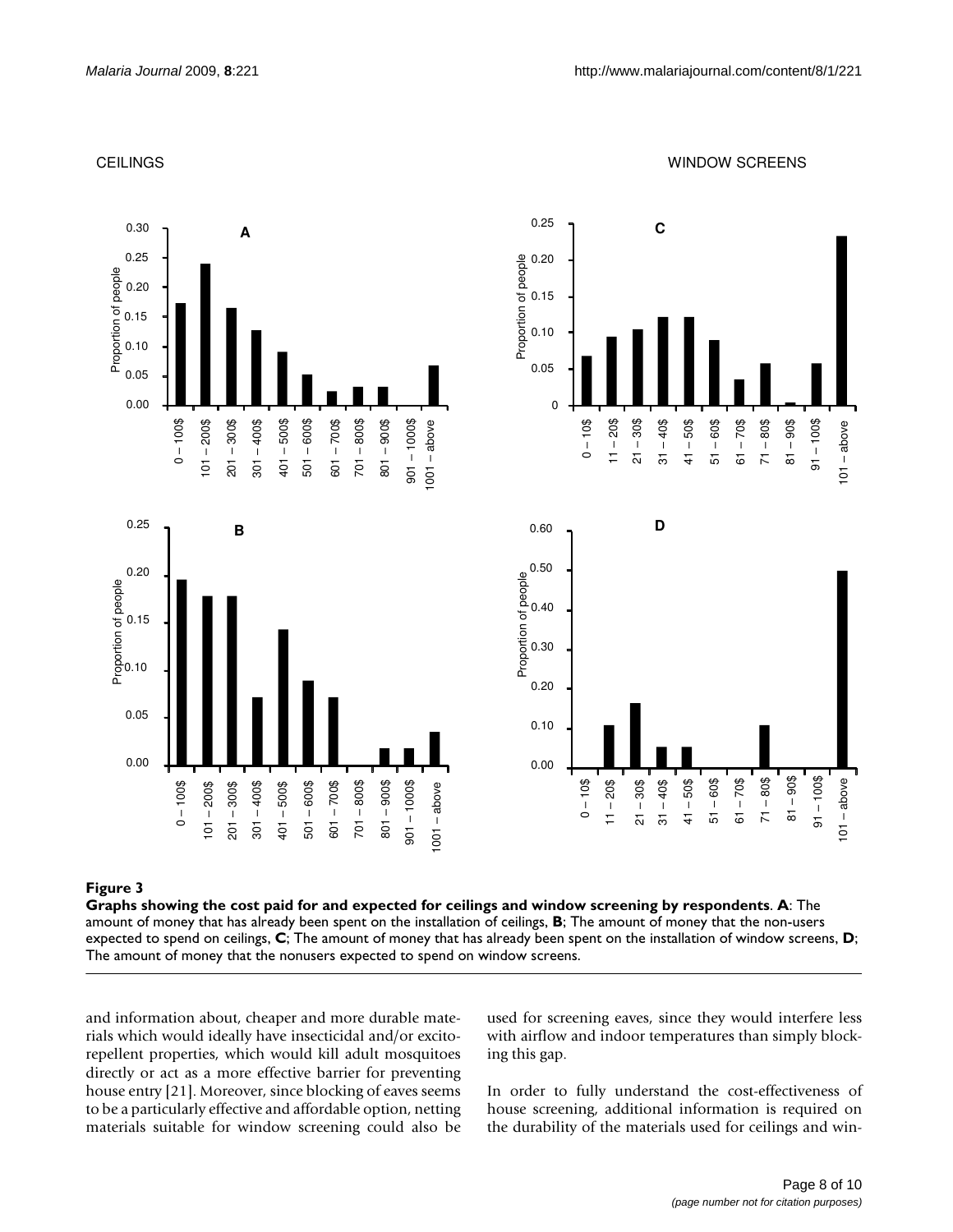**Figure 3**

**Graphs showing the cost paid for and expected for ceilings and window screening by respondents**. **A**: The amount of money that has already been spent on the installation of ceilings, **B**; The amount of money that the non-users expected to spend on ceilings, **C**; The amount of money that has already been spent on the installation of window screens, **D**; The amount of money that the nonusers expected to spend on window screens.

and information about, cheaper and more durable materials which would ideally have insecticidal and/or excito-repellent properties, which would kill adult mosquitoes directly or act as a more effective barrier for preventing house entry [21]. Moreover, since blocking of eaves seems to be a particularly effective and affordable option, netting materials suitable for window screening could also be used for screening eaves, since they would interfere less with airflow and indoor temperatures than simply blocking this gap.

In order to fully understand the cost-effectiveness of house screening, additional information is required on the durability of the materials used for ceilings and win-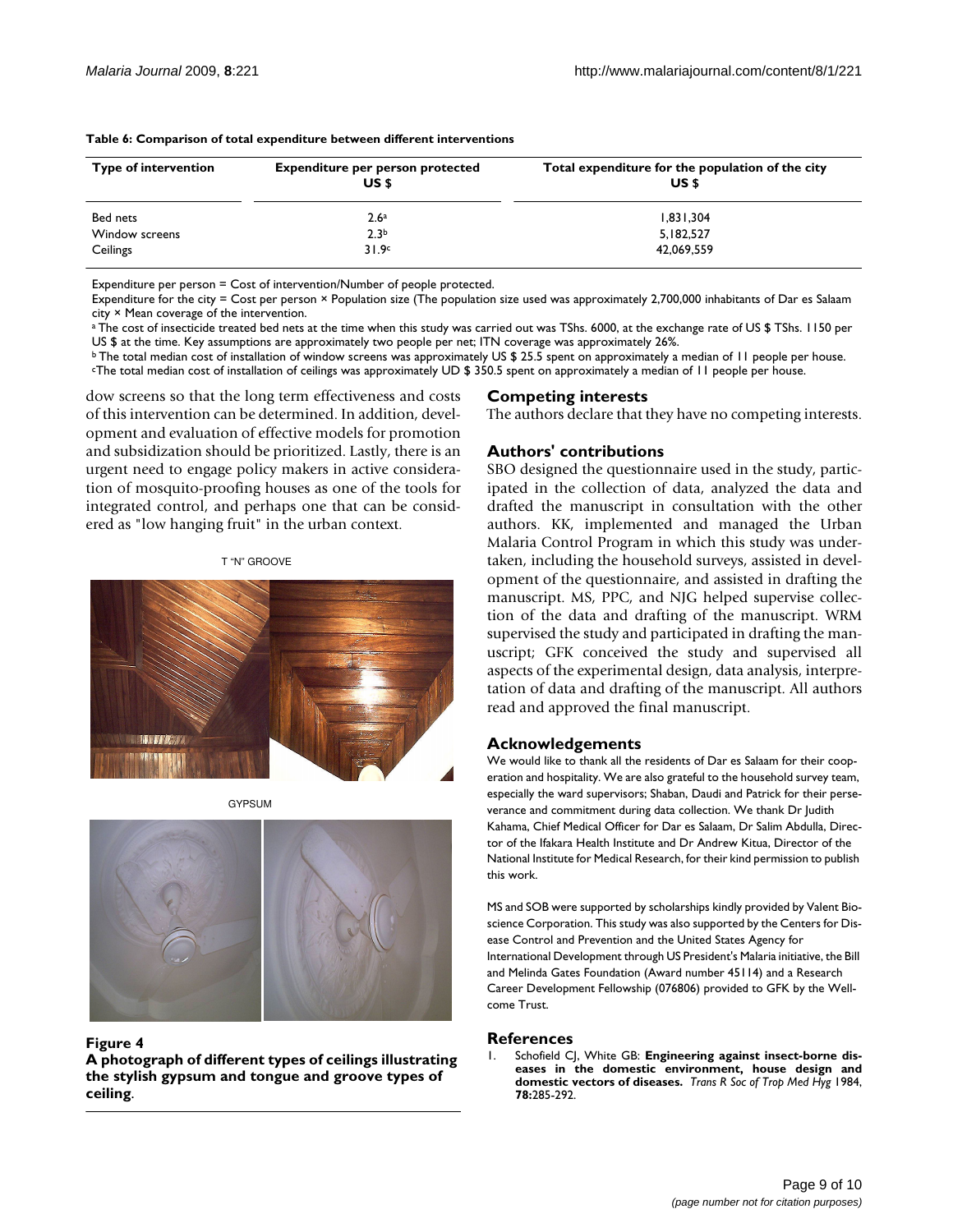**Table 6: Comparison of total expenditure between different interventions**

| Type of intervention | Expenditure per person protected US $ | Total expenditure for the population of the city US $ |
| --- | --- | --- |
| Bed nets | 2.6[a] | 1,831,304 |
| Window screens | 2.3[b] | 5,182,527 |
| Ceilings | 31.9[c] | 42,069,559 |

Expenditure per person = Cost of intervention/Number of people protected.

Expenditure for the city = Cost per person × Population size (The population size used was approximately 2,700,000 inhabitants of Dar es Salaam city × Mean coverage of the intervention.

[a] The cost of insecticide treated bed nets at the time when this study was carried out was TShs. 6000, at the exchange rate of US $ TShs. 1150 per US $ at the time. Key assumptions are approximately two people per net; ITN coverage was approximately 26%.

[b] The total median cost of installation of window screens was approximately US $ 25.5 spent on approximately a median of 11 people per house.

[c]The total median cost of installation of ceilings was approximately UD $ 350.5 spent on approximately a median of 11 people per house.

dow screens so that the long term effectiveness and costs of this intervention can be determined. In addition, development and evaluation of effective models for promotion and subsidization should be prioritized. Lastly, there is an urgent need to engage policy makers in active consideration of mosquito-proofing houses as one of the tools for integrated control, and perhaps one that can be considered as "low hanging fruit" in the urban context.

T "N" GROOVE

GYPSUM

**Figure 4**
**A photograph of different types of ceilings illustrating the stylish gypsum and tongue and groove types of ceiling**.

## Competing interests

The authors declare that they have no competing interests.

## Authors' contributions

SBO designed the questionnaire used in the study, participated in the collection of data, analyzed the data and drafted the manuscript in consultation with the other authors. KK, implemented and managed the Urban Malaria Control Program in which this study was undertaken, including the household surveys, assisted in development of the questionnaire, and assisted in drafting the manuscript. MS, PPC, and NJG helped supervise collection of the data and drafting of the manuscript. WRM supervised the study and participated in drafting the manuscript; GFK conceived the study and supervised all aspects of the experimental design, data analysis, interpretation of data and drafting of the manuscript. All authors read and approved the final manuscript.

## Acknowledgements

We would like to thank all the residents of Dar es Salaam for their cooperation and hospitality. We are also grateful to the household survey team, especially the ward supervisors; Shaban, Daudi and Patrick for their perseverance and commitment during data collection. We thank Dr Judith Kahama, Chief Medical Officer for Dar es Salaam, Dr Salim Abdulla, Director of the Ifakara Health Institute and Dr Andrew Kitua, Director of the National Institute for Medical Research, for their kind permission to publish this work.

MS and SOB were supported by scholarships kindly provided by Valent Bioscience Corporation. This study was also supported by the Centers for Disease Control and Prevention and the United States Agency for International Development through US President's Malaria initiative, the Bill and Melinda Gates Foundation (Award number 45114) and a Research Career Development Fellowship (076806) provided to GFK by the Wellcome Trust.

## References

1. Schofield CJ, White GB: **Engineering against insect-borne diseases in the domestic environment, house design and domestic vectors of diseases.** *Trans R Soc of Trop Med Hyg* 1984, **78:**285-292.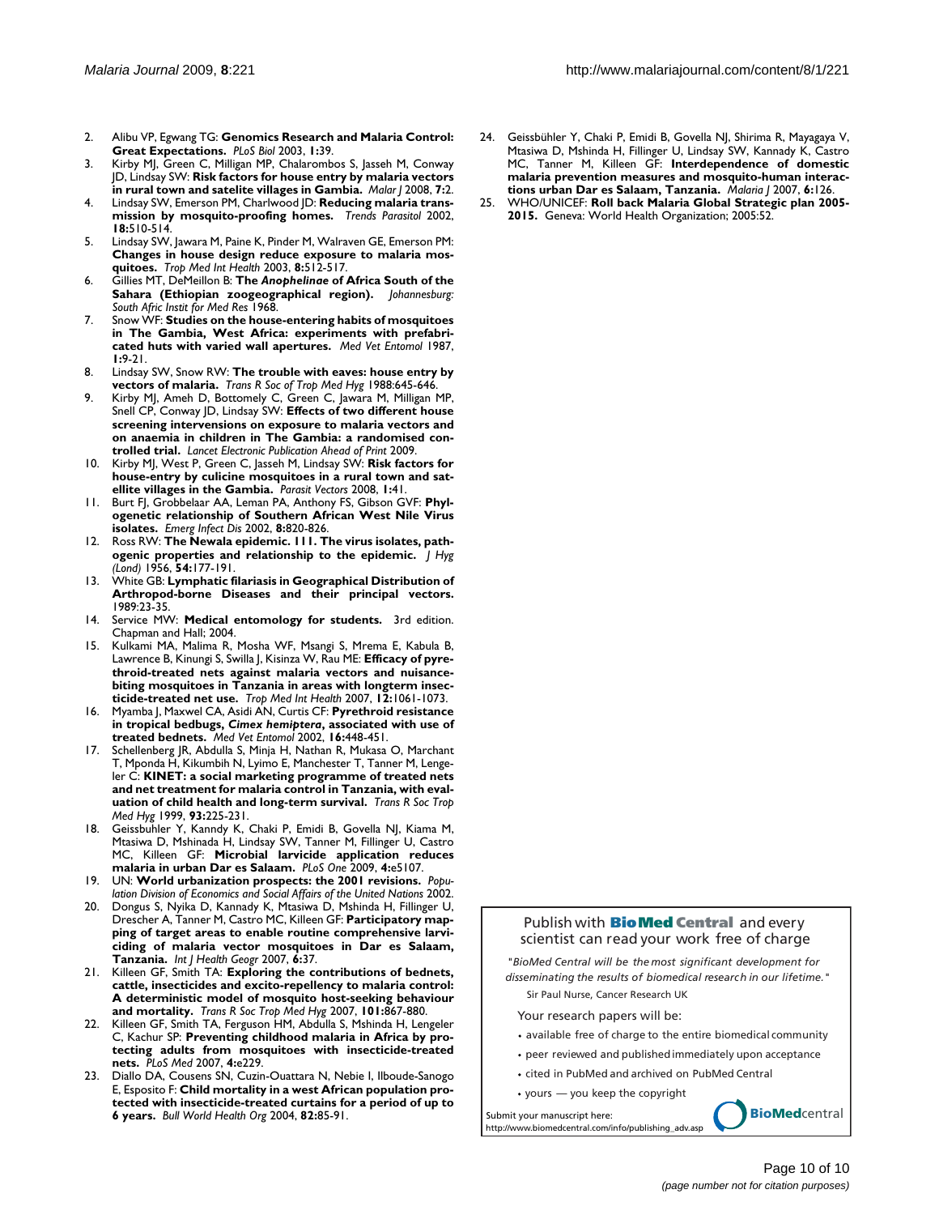2. Alibu VP, Egwang TG: **Genomics Research and Malaria Control: Great Expectations.** *PLoS Biol* 2003, **1:**39.
3. Kirby MJ, Green C, Milligan MP, Chalarombos S, Jasseh M, Conway JD, Lindsay SW: **Risk factors for house entry by malaria vectors in rural town and satelite villages in Gambia.** *Malar J* 2008, **7:**2.
4. Lindsay SW, Emerson PM, Charlwood JD: **Reducing malaria transmission by mosquito-proofing homes.** *Trends Parasitol* 2002, **18:**510-514.
5. Lindsay SW, Jawara M, Paine K, Pinder M, Walraven GE, Emerson PM: **Changes in house design reduce exposure to malaria mosquitoes.** *Trop Med Int Health* 2003, **8:**512-517.
6. Gillies MT, DeMeillon B: **The *Anophelinae* of Africa South of the Sahara (Ethiopian zoogeographical region).** *Johannesburg: South Afric Instit for Med Res* 1968.
7. Snow WF: **Studies on the house-entering habits of mosquitoes in The Gambia, West Africa: experiments with prefabricated huts with varied wall apertures.** *Med Vet Entomol* 1987, **1:**9-21.
8. Lindsay SW, Snow RW: **The trouble with eaves: house entry by vectors of malaria.** *Trans R Soc of Trop Med Hyg* 1988:645-646.
9. Kirby MJ, Ameh D, Bottomely C, Green C, Jawara M, Milligan MP, Snell CP, Conway JD, Lindsay SW: **Effects of two different house screening interventions on exposure to malaria vectors and on anaemia in children in The Gambia: a randomised controlled trial.** *Lancet Electronic Publication Ahead of Print* 2009.
10. Kirby MJ, West P, Green C, Jasseh M, Lindsay SW: **Risk factors for house-entry by culicine mosquitoes in a rural town and satellite villages in the Gambia.** *Parasit Vectors* 2008, **1:**41.
11. Burt FJ, Grobbelaar AA, Leman PA, Anthony FS, Gibson GVF: **Phylogenetic relationship of Southern African West Nile Virus isolates.** *Emerg Infect Dis* 2002, **8:**820-826.
12. Ross RW: **The Newala epidemic. 111. The virus isolates, pathogenic properties and relationship to the epidemic.** *J Hyg (Lond)* 1956, **54:**177-191.
13. White GB: **Lymphatic filariasis in Geographical Distribution of Arthropod-borne Diseases and their principal vectors.** 1989:23-35.
14. Service MW: **Medical entomology for students.** 3rd edition. Chapman and Hall; 2004.
15. Kulkami MA, Malima R, Mosha WF, Msangi S, Mrema E, Kabula B, Lawrence B, Kinungi S, Swilla J, Kisinza W, Rau ME: **Efficacy of pyrethroid-treated nets against malaria vectors and nuisance-biting mosquitoes in Tanzania in areas with longterm insecticide-treated net use.** *Trop Med Int Health* 2007, **12:**1061-1073.
16. Myamba J, Maxwel CA, Asidi AN, Curtis CF: **Pyrethroid resistance in tropical bedbugs, *Cimex hemiptera*, associated with use of treated bednets.** *Med Vet Entomol* 2002, **16:**448-451.
17. Schellenberg JR, Abdulla S, Minja H, Nathan R, Mukasa O, Marchant T, Mponda H, Kikumbih N, Lyimo E, Manchester T, Tanner M, Lengeler C: **KINET: a social marketing programme of treated nets and net treatment for malaria control in Tanzania, with evaluation of child health and long-term survival.** *Trans R Soc Trop Med Hyg* 1999, **93:**225-231.
18. Geissbuhler Y, Kanndy K, Chaki P, Emidi B, Govella NJ, Kiama M, Mtasiwa D, Mshinada H, Lindsay SW, Tanner M, Fillinger U, Castro MC, Killeen GF: **Microbial larvicide application reduces malaria in urban Dar es Salaam.** *PLoS One* 2009, **4:**e5107.
19. UN: **World urbanization prospects: the 2001 revisions.** *Population Division of Economics and Social Affairs of the United Nations* 2002.
20. Dongus S, Nyika D, Kannady K, Mtasiwa D, Mshinda H, Fillinger U, Drescher A, Tanner M, Castro MC, Killeen GF: **Participatory mapping of target areas to enable routine comprehensive larviciding of malaria vector mosquitoes in Dar es Salaam, Tanzania.** *Int J Health Geogr* 2007, **6:**37.
21. Killeen GF, Smith TA: **Exploring the contributions of bednets, cattle, insecticides and excito-repellency to malaria control: A deterministic model of mosquito host-seeking behaviour and mortality.** *Trans R Soc Trop Med Hyg* 2007, **101:**867-880.
22. Killeen GF, Smith TA, Ferguson HM, Abdulla S, Mshinda H, Lengeler C, Kachur SP: **Preventing childhood malaria in Africa by protecting adults from mosquitoes with insecticide-treated nets.** *PLoS Med* 2007, **4:**e229.
23. Diallo DA, Cousens SN, Cuzin-Ouattara N, Nebie I, Ilboude-Sanogo E, Esposito F: **Child mortality in a west African population protected with insecticide-treated curtains for a period of up to 6 years.** *Bull World Health Org* 2004, **82:**85-91.
24. Geissbühler Y, Chaki P, Emidi B, Govella NJ, Shirima R, Mayagaya V, Mtasiwa D, Mshinda H, Fillinger U, Lindsay SW, Kannady K, Castro MC, Tanner M, Killeen GF: **Interdependence of domestic malaria prevention measures and mosquito-human interactions urban Dar es Salaam, Tanzania.** *Malaria J* 2007, **6:**126.
25. WHO/UNICEF: **Roll back Malaria Global Strategic plan 2005-2015.** Geneva: World Health Organization; 2005:52.

Publish with **BioMed Central** and every scientist can read your work free of charge

*"BioMed Central will be the most significant development for disseminating the results of biomedical research in our lifetime."*

Sir Paul Nurse, Cancer Research UK

Your research papers will be:

- available free of charge to the entire biomedical community
- peer reviewed and published immediately upon acceptance
- cited in PubMed and archived on PubMed Central
- yours — you keep the copyright

Submit your manuscript here:
http://www.biomedcentral.com/info/publishing_adv.asp

BioMedcentral